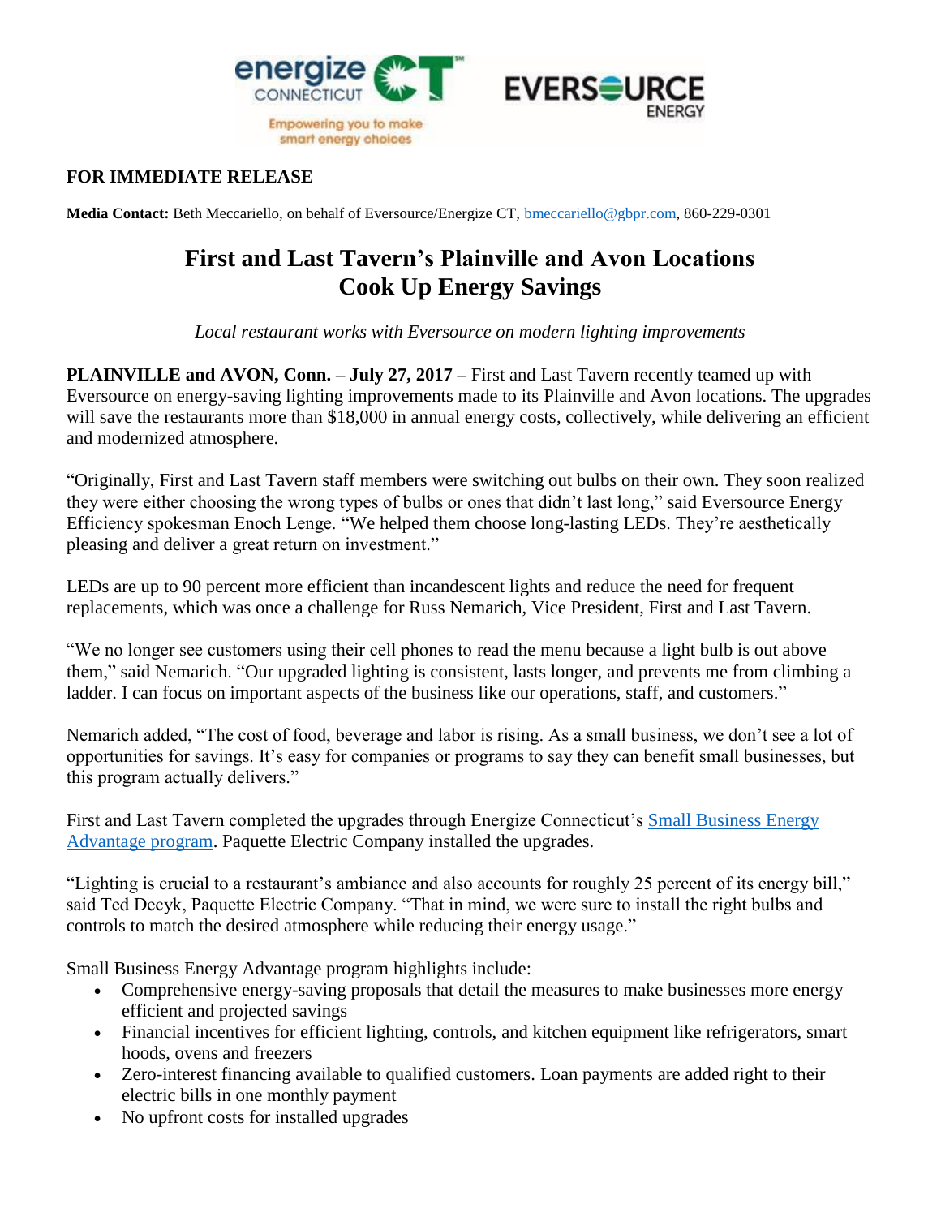**FOR IMMEDIATE RELEASE**

**Media Contact:** Beth Meccariello, on behalf of Eversource/Energize CT, bmeccariello@gbpr.com, 860-229-0301

# First and Last Tavern's Plainville and Avon Locations Cook Up Energy Savings

*Local restaurant works with Eversource on modern lighting improvements*

**PLAINVILLE and AVON, Conn. – July 27, 2017 –** First and Last Tavern recently teamed up with Eversource on energy-saving lighting improvements made to its Plainville and Avon locations. The upgrades will save the restaurants more than $18,000 in annual energy costs, collectively, while delivering an efficient and modernized atmosphere.

"Originally, First and Last Tavern staff members were switching out bulbs on their own. They soon realized they were either choosing the wrong types of bulbs or ones that didn't last long," said Eversource Energy Efficiency spokesman Enoch Lenge. "We helped them choose long-lasting LEDs. They're aesthetically pleasing and deliver a great return on investment."

LEDs are up to 90 percent more efficient than incandescent lights and reduce the need for frequent replacements, which was once a challenge for Russ Nemarich, Vice President, First and Last Tavern.

"We no longer see customers using their cell phones to read the menu because a light bulb is out above them," said Nemarich. "Our upgraded lighting is consistent, lasts longer, and prevents me from climbing a ladder. I can focus on important aspects of the business like our operations, staff, and customers."

Nemarich added, "The cost of food, beverage and labor is rising. As a small business, we don't see a lot of opportunities for savings. It's easy for companies or programs to say they can benefit small businesses, but this program actually delivers."

First and Last Tavern completed the upgrades through Energize Connecticut's Small Business Energy Advantage program. Paquette Electric Company installed the upgrades.

"Lighting is crucial to a restaurant's ambiance and also accounts for roughly 25 percent of its energy bill," said Ted Decyk, Paquette Electric Company. "That in mind, we were sure to install the right bulbs and controls to match the desired atmosphere while reducing their energy usage."

Small Business Energy Advantage program highlights include:

- Comprehensive energy-saving proposals that detail the measures to make businesses more energy efficient and projected savings
- Financial incentives for efficient lighting, controls, and kitchen equipment like refrigerators, smart hoods, ovens and freezers
- Zero-interest financing available to qualified customers. Loan payments are added right to their electric bills in one monthly payment
- No upfront costs for installed upgrades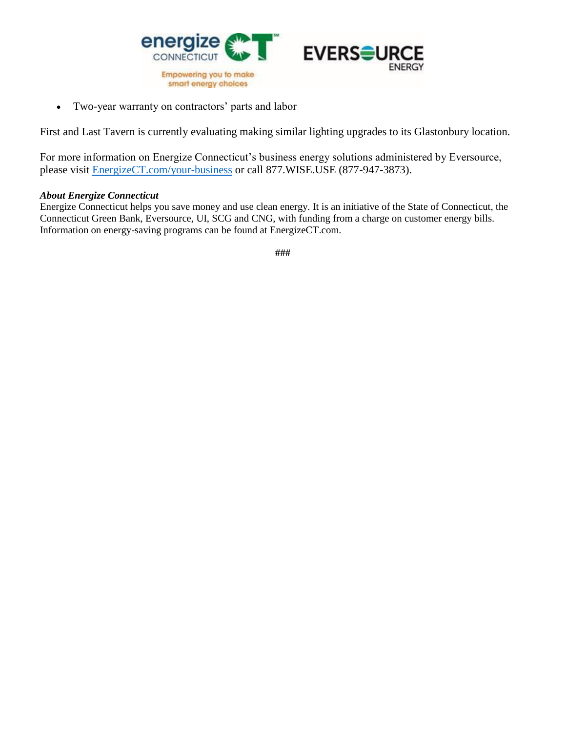- Two-year warranty on contractors' parts and labor

First and Last Tavern is currently evaluating making similar lighting upgrades to its Glastonbury location.

For more information on Energize Connecticut's business energy solutions administered by Eversource, please visit [EnergizeCT.com/your-business](EnergizeCT.com/your-business) or call 877.WISE.USE (877-947-3873).

***About Energize Connecticut***
Energize Connecticut helps you save money and use clean energy. It is an initiative of the State of Connecticut, the Connecticut Green Bank, Eversource, UI, SCG and CNG, with funding from a charge on customer energy bills. Information on energy-saving programs can be found at EnergizeCT.com.

###